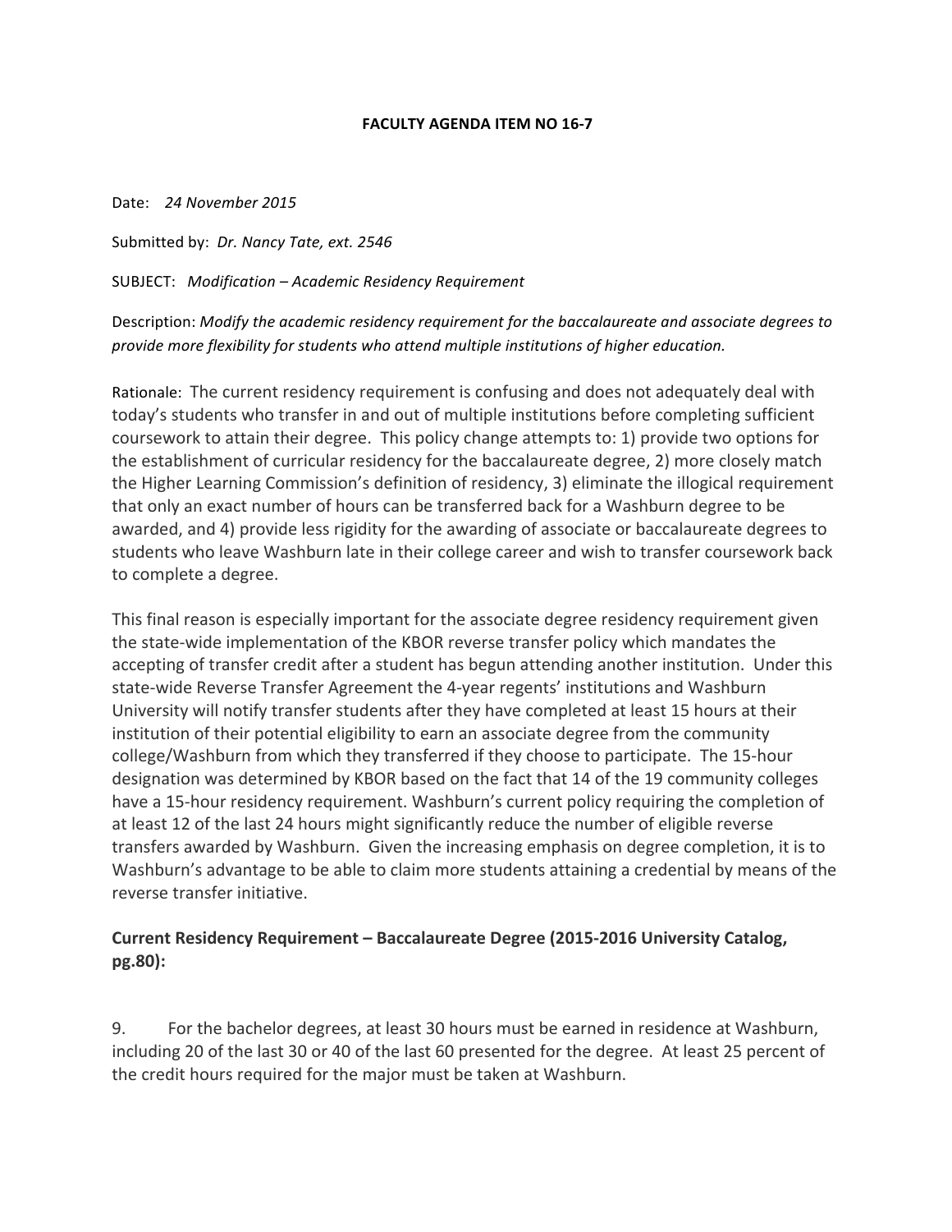**FACULTY AGENDA ITEM NO 16-7**

Date: *24 November 2015*

Submitted by: *Dr. Nancy Tate, ext. 2546*

SUBJECT: *Modification – Academic Residency Requirement*

Description: *Modify the academic residency requirement for the baccalaureate and associate degrees to provide more flexibility for students who attend multiple institutions of higher education.*

Rationale: The current residency requirement is confusing and does not adequately deal with today's students who transfer in and out of multiple institutions before completing sufficient coursework to attain their degree. This policy change attempts to: 1) provide two options for the establishment of curricular residency for the baccalaureate degree, 2) more closely match the Higher Learning Commission's definition of residency, 3) eliminate the illogical requirement that only an exact number of hours can be transferred back for a Washburn degree to be awarded, and 4) provide less rigidity for the awarding of associate or baccalaureate degrees to students who leave Washburn late in their college career and wish to transfer coursework back to complete a degree.

This final reason is especially important for the associate degree residency requirement given the state-wide implementation of the KBOR reverse transfer policy which mandates the accepting of transfer credit after a student has begun attending another institution. Under this state-wide Reverse Transfer Agreement the 4-year regents' institutions and Washburn University will notify transfer students after they have completed at least 15 hours at their institution of their potential eligibility to earn an associate degree from the community college/Washburn from which they transferred if they choose to participate. The 15-hour designation was determined by KBOR based on the fact that 14 of the 19 community colleges have a 15-hour residency requirement. Washburn's current policy requiring the completion of at least 12 of the last 24 hours might significantly reduce the number of eligible reverse transfers awarded by Washburn. Given the increasing emphasis on degree completion, it is to Washburn's advantage to be able to claim more students attaining a credential by means of the reverse transfer initiative.

**Current Residency Requirement – Baccalaureate Degree (2015-2016 University Catalog, pg.80):**

9. For the bachelor degrees, at least 30 hours must be earned in residence at Washburn, including 20 of the last 30 or 40 of the last 60 presented for the degree. At least 25 percent of the credit hours required for the major must be taken at Washburn.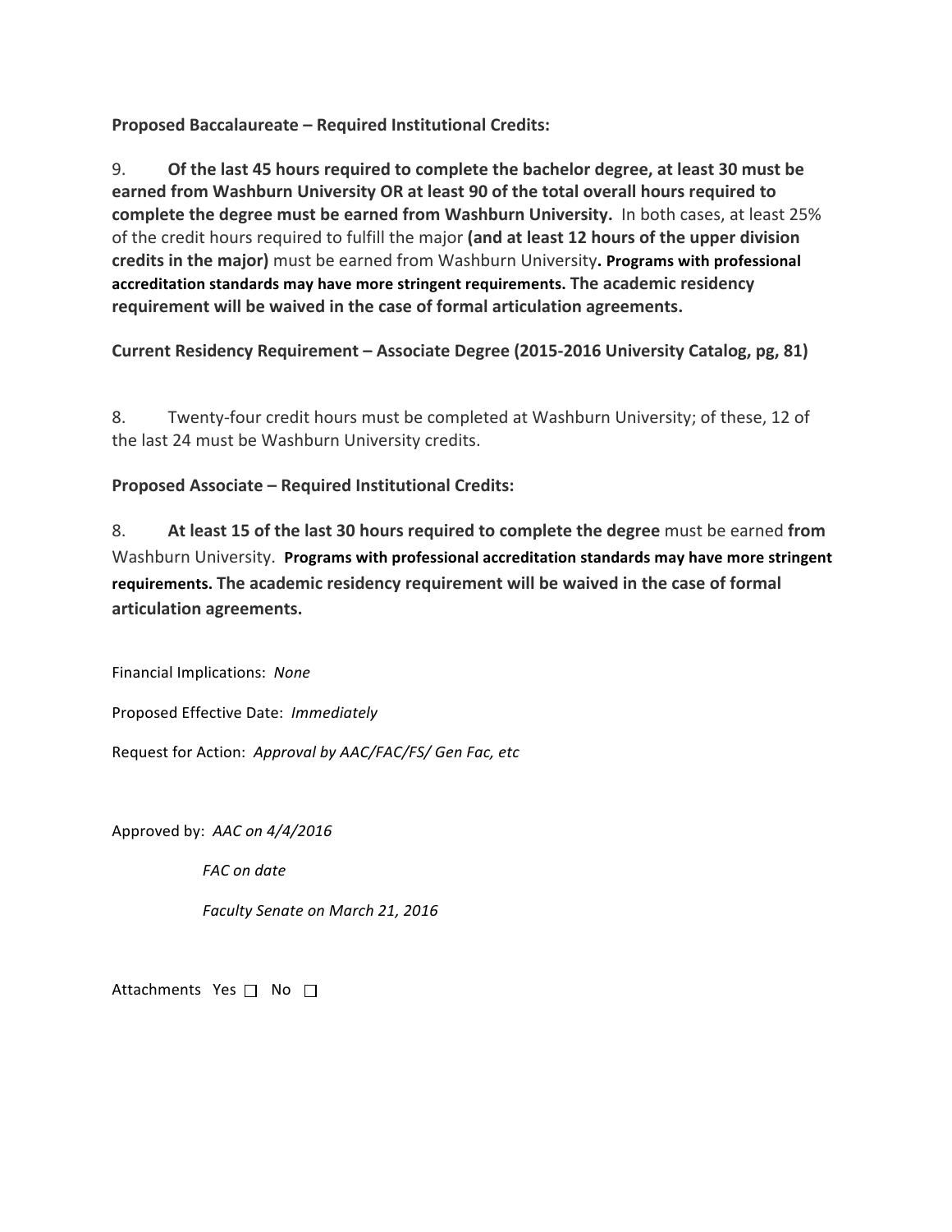**Proposed Baccalaureate – Required Institutional Credits:**

9. **Of the last 45 hours required to complete the bachelor degree, at least 30 must be earned from Washburn University OR at least 90 of the total overall hours required to complete the degree must be earned from Washburn University.** In both cases, at least 25% of the credit hours required to fulfill the major **(and at least 12 hours of the upper division credits in the major)** must be earned from Washburn University**. Programs with professional accreditation standards may have more stringent requirements. The academic residency requirement will be waived in the case of formal articulation agreements.**

**Current Residency Requirement – Associate Degree (2015-2016 University Catalog, pg, 81)**

8. Twenty-four credit hours must be completed at Washburn University; of these, 12 of the last 24 must be Washburn University credits.

**Proposed Associate – Required Institutional Credits:**

8. **At least 15 of the last 30 hours required to complete the degree** must be earned **from** Washburn University. **Programs with professional accreditation standards may have more stringent requirements. The academic residency requirement will be waived in the case of formal articulation agreements.**

Financial Implications: *None*

Proposed Effective Date: *Immediately*

Request for Action: *Approval by AAC/FAC/FS/ Gen Fac, etc*

Approved by: *AAC on 4/4/2016*

*FAC on date*

*Faculty Senate on March 21, 2016*

Attachments Yes ☐ No ☐